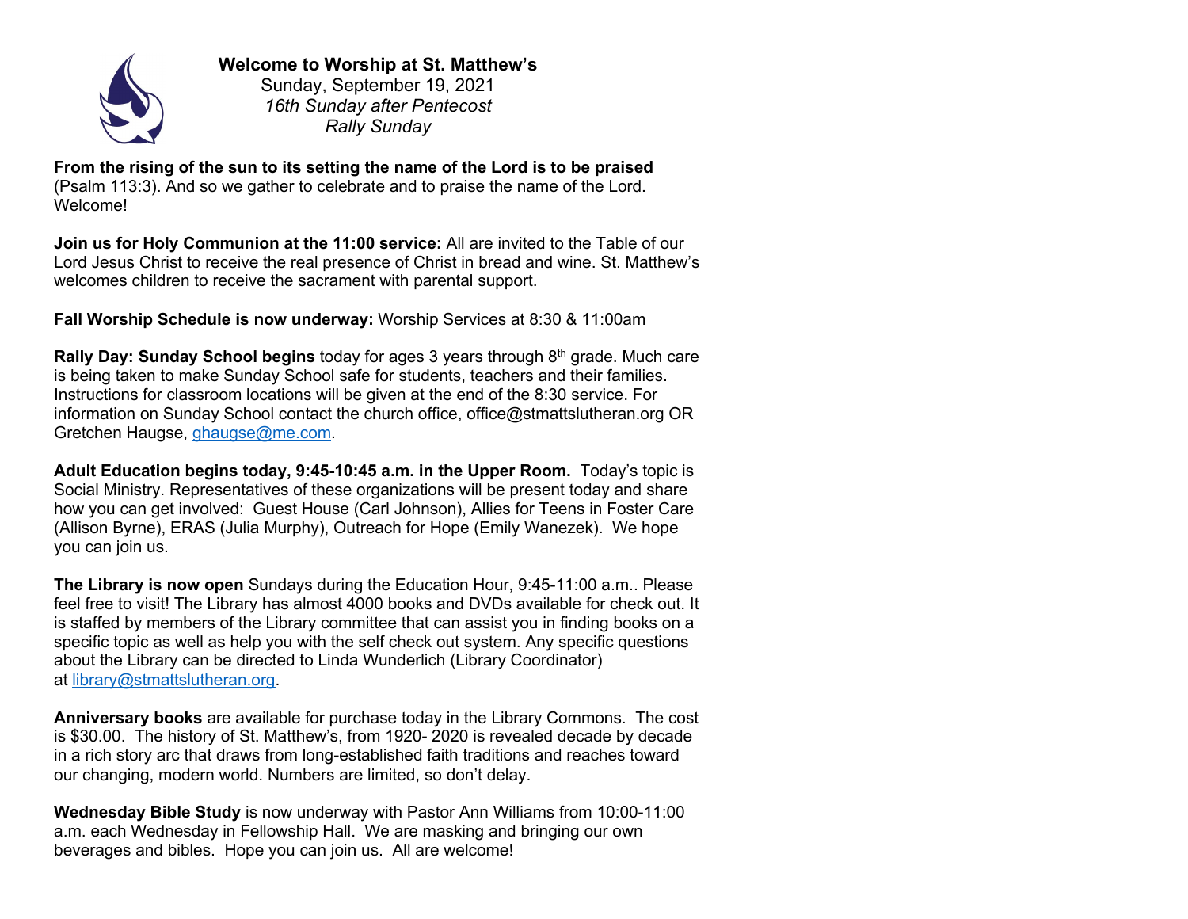**Welcome to Worship at St. Matthew's**
Sunday, September 19, 2021
*16th Sunday after Pentecost*
*Rally Sunday*

**From the rising of the sun to its setting the name of the Lord is to be praised** (Psalm 113:3). And so we gather to celebrate and to praise the name of the Lord. Welcome!

**Join us for Holy Communion at the 11:00 service:** All are invited to the Table of our Lord Jesus Christ to receive the real presence of Christ in bread and wine. St. Matthew's welcomes children to receive the sacrament with parental support.

**Fall Worship Schedule is now underway:** Worship Services at 8:30 & 11:00am

**Rally Day: Sunday School begins** today for ages 3 years through 8th grade. Much care is being taken to make Sunday School safe for students, teachers and their families. Instructions for classroom locations will be given at the end of the 8:30 service. For information on Sunday School contact the church office, office@stmattslutheran.org OR Gretchen Haugse, ghaugse@me.com.

**Adult Education begins today, 9:45-10:45 a.m. in the Upper Room.** Today's topic is Social Ministry. Representatives of these organizations will be present today and share how you can get involved: Guest House (Carl Johnson), Allies for Teens in Foster Care (Allison Byrne), ERAS (Julia Murphy), Outreach for Hope (Emily Wanezek). We hope you can join us.

**The Library is now open** Sundays during the Education Hour, 9:45-11:00 a.m.. Please feel free to visit! The Library has almost 4000 books and DVDs available for check out. It is staffed by members of the Library committee that can assist you in finding books on a specific topic as well as help you with the self check out system. Any specific questions about the Library can be directed to Linda Wunderlich (Library Coordinator) at library@stmattslutheran.org.

**Anniversary books** are available for purchase today in the Library Commons. The cost is $30.00. The history of St. Matthew's, from 1920- 2020 is revealed decade by decade in a rich story arc that draws from long-established faith traditions and reaches toward our changing, modern world. Numbers are limited, so don't delay.

**Wednesday Bible Study** is now underway with Pastor Ann Williams from 10:00-11:00 a.m. each Wednesday in Fellowship Hall. We are masking and bringing our own beverages and bibles. Hope you can join us. All are welcome!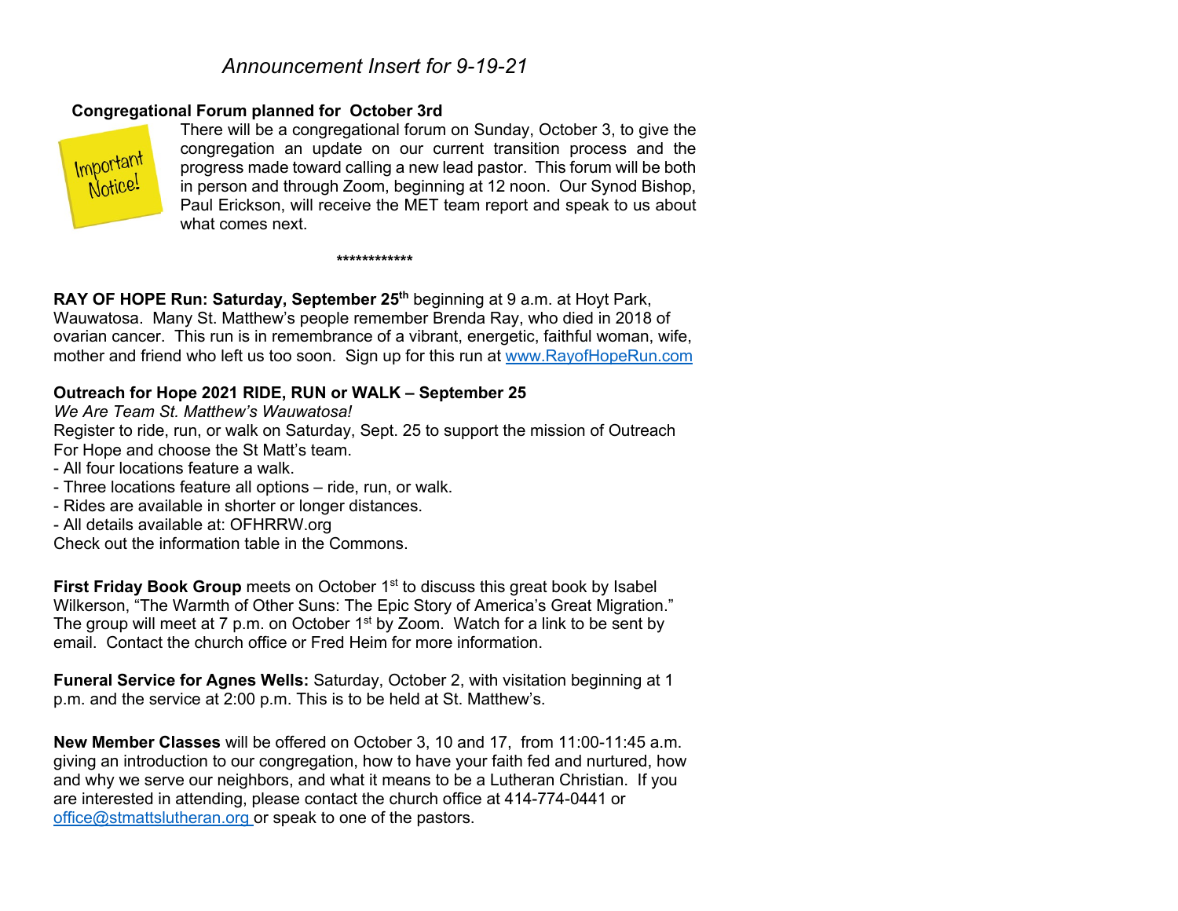*Announcement Insert for 9-19-21*

**Congregational Forum planned for October 3rd**

Important Notice!

There will be a congregational forum on Sunday, October 3, to give the congregation an update on our current transition process and the progress made toward calling a new lead pastor. This forum will be both in person and through Zoom, beginning at 12 noon. Our Synod Bishop, Paul Erickson, will receive the MET team report and speak to us about what comes next.

************

**RAY OF HOPE Run: Saturday, September 25th** beginning at 9 a.m. at Hoyt Park, Wauwatosa. Many St. Matthew's people remember Brenda Ray, who died in 2018 of ovarian cancer. This run is in remembrance of a vibrant, energetic, faithful woman, wife, mother and friend who left us too soon. Sign up for this run at www.RayofHopeRun.com

**Outreach for Hope 2021 RIDE, RUN or WALK – September 25**

*We Are Team St. Matthew's Wauwatosa!*

Register to ride, run, or walk on Saturday, Sept. 25 to support the mission of Outreach For Hope and choose the St Matt's team.

- All four locations feature a walk.
- Three locations feature all options – ride, run, or walk.
- Rides are available in shorter or longer distances.
- All details available at: OFHRRW.org

Check out the information table in the Commons.

**First Friday Book Group** meets on October 1st to discuss this great book by Isabel Wilkerson, "The Warmth of Other Suns: The Epic Story of America's Great Migration." The group will meet at 7 p.m. on October 1st by Zoom. Watch for a link to be sent by email. Contact the church office or Fred Heim for more information.

**Funeral Service for Agnes Wells:** Saturday, October 2, with visitation beginning at 1 p.m. and the service at 2:00 p.m. This is to be held at St. Matthew's.

**New Member Classes** will be offered on October 3, 10 and 17, from 11:00-11:45 a.m. giving an introduction to our congregation, how to have your faith fed and nurtured, how and why we serve our neighbors, and what it means to be a Lutheran Christian. If you are interested in attending, please contact the church office at 414-774-0441 or office@stmattslutheran.org or speak to one of the pastors.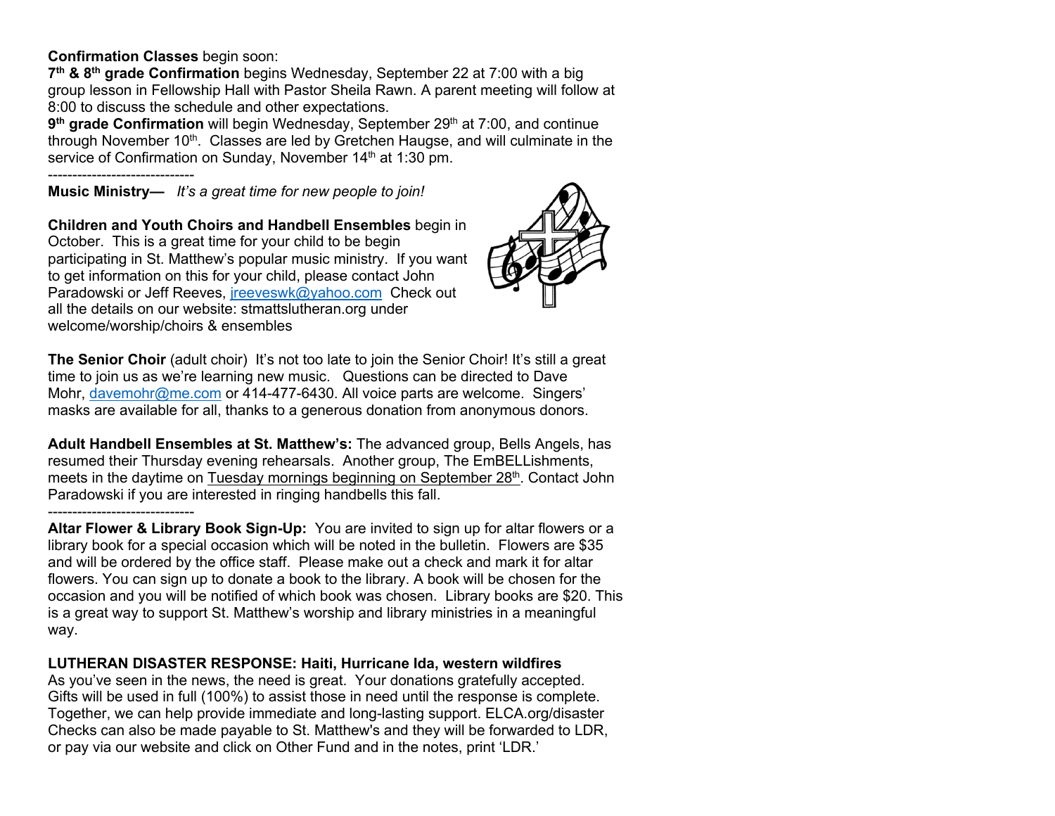**Confirmation Classes** begin soon:

**7th & 8th grade Confirmation** begins Wednesday, September 22 at 7:00 with a big group lesson in Fellowship Hall with Pastor Sheila Rawn. A parent meeting will follow at 8:00 to discuss the schedule and other expectations.

**9th grade Confirmation** will begin Wednesday, September 29th at 7:00, and continue through November 10th. Classes are led by Gretchen Haugse, and will culminate in the service of Confirmation on Sunday, November 14th at 1:30 pm.

------------------------------

**Music Ministry—** *It's a great time for new people to join!*

**Children and Youth Choirs and Handbell Ensembles** begin in October. This is a great time for your child to begin participating in St. Matthew's popular music ministry. If you want to get information on this for your child, please contact John Paradowski or Jeff Reeves, jreeveswk@yahoo.com Check out all the details on our website: stmattslutheran.org under welcome/worship/choirs & ensembles

**The Senior Choir** (adult choir) It's not too late to join the Senior Choir! It's still a great time to join us as we're learning new music. Questions can be directed to Dave Mohr, davemohr@me.com or 414-477-6430. All voice parts are welcome. Singers' masks are available for all, thanks to a generous donation from anonymous donors.

**Adult Handbell Ensembles at St. Matthew's:** The advanced group, Bells Angels, has resumed their Thursday evening rehearsals. Another group, The EmBELLishments, meets in the daytime on Tuesday mornings beginning on September 28th. Contact John Paradowski if you are interested in ringing handbells this fall.

------------------------------

**Altar Flower & Library Book Sign-Up:** You are invited to sign up for altar flowers or a library book for a special occasion which will be noted in the bulletin. Flowers are $35 and will be ordered by the office staff. Please make out a check and mark it for altar flowers. You can sign up to donate a book to the library. A book will be chosen for the occasion and you will be notified of which book was chosen. Library books are $20. This is a great way to support St. Matthew's worship and library ministries in a meaningful way.

**LUTHERAN DISASTER RESPONSE: Haiti, Hurricane Ida, western wildfires**

As you've seen in the news, the need is great. Your donations gratefully accepted. Gifts will be used in full (100%) to assist those in need until the response is complete. Together, we can help provide immediate and long-lasting support. ELCA.org/disaster Checks can also be made payable to St. Matthew's and they will be forwarded to LDR, or pay via our website and click on Other Fund and in the notes, print 'LDR.'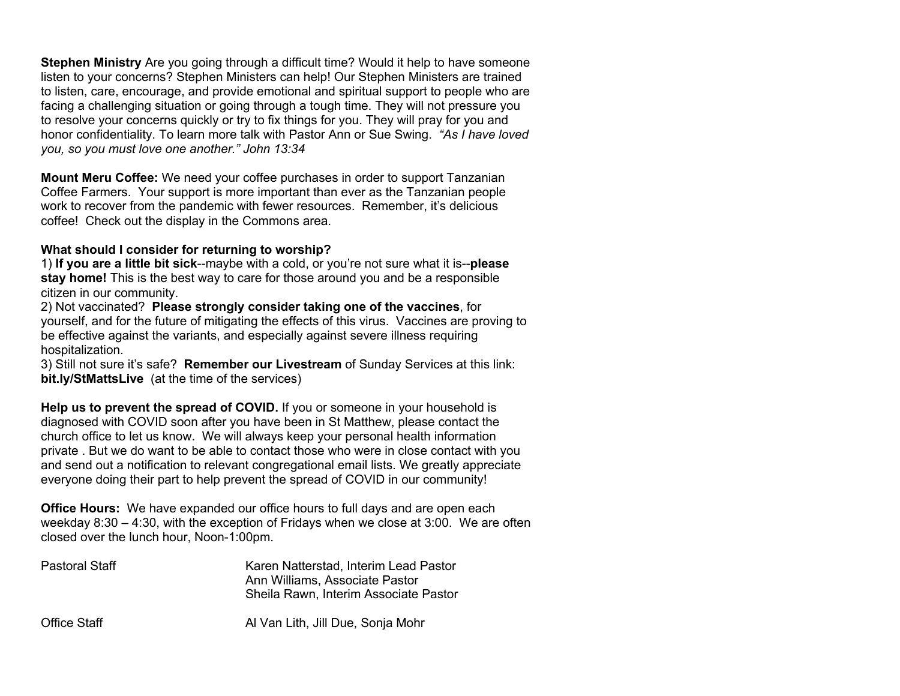**Stephen Ministry** Are you going through a difficult time? Would it help to have someone listen to your concerns? Stephen Ministers can help! Our Stephen Ministers are trained to listen, care, encourage, and provide emotional and spiritual support to people who are facing a challenging situation or going through a tough time. They will not pressure you to resolve your concerns quickly or try to fix things for you. They will pray for you and honor confidentiality. To learn more talk with Pastor Ann or Sue Swing. *"As I have loved you, so you must love one another." John 13:34*

**Mount Meru Coffee:** We need your coffee purchases in order to support Tanzanian Coffee Farmers. Your support is more important than ever as the Tanzanian people work to recover from the pandemic with fewer resources. Remember, it's delicious coffee! Check out the display in the Commons area.

**What should I consider for returning to worship?**
1) **If you are a little bit sick**--maybe with a cold, or you're not sure what it is--**please stay home!** This is the best way to care for those around you and be a responsible citizen in our community.
2) Not vaccinated? **Please strongly consider taking one of the vaccines**, for yourself, and for the future of mitigating the effects of this virus. Vaccines are proving to be effective against the variants, and especially against severe illness requiring hospitalization.
3) Still not sure it's safe? **Remember our Livestream** of Sunday Services at this link: **bit.ly/StMattsLive** (at the time of the services)

**Help us to prevent the spread of COVID.** If you or someone in your household is diagnosed with COVID soon after you have been in St Matthew, please contact the church office to let us know. We will always keep your personal health information private . But we do want to be able to contact those who were in close contact with you and send out a notification to relevant congregational email lists. We greatly appreciate everyone doing their part to help prevent the spread of COVID in our community!

**Office Hours:** We have expanded our office hours to full days and are open each weekday 8:30 – 4:30, with the exception of Fridays when we close at 3:00. We are often closed over the lunch hour, Noon-1:00pm.

| | |
|---|---|
| Pastoral Staff | Karen Natterstad, Interim Lead Pastor<br>Ann Williams, Associate Pastor<br>Sheila Rawn, Interim Associate Pastor |
| Office Staff | Al Van Lith, Jill Due, Sonja Mohr |